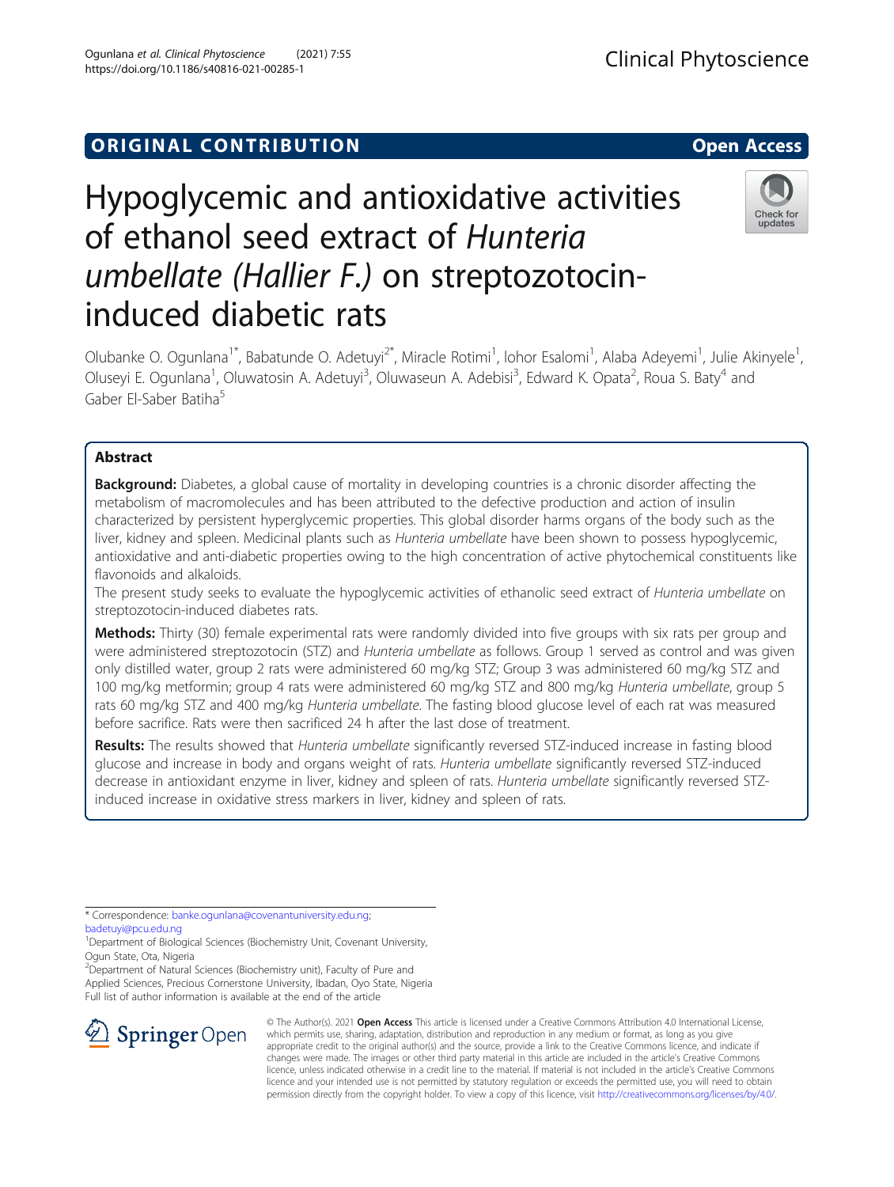ORIGINAL CONTRIBUTION

Open Access

# Hypoglycemic and antioxidative activities of ethanol seed extract of *Hunteria umbellate (Hallier F.)* on streptozotocin-induced diabetic rats

Olubanke O. Ogunlana[1*], Babatunde O. Adetuyi[2*], Miracle Rotimi[1], Iohor Esalomi[1], Alaba Adeyemi[1], Julie Akinyele[1], Oluseyi E. Ogunlana[1], Oluwatosin A. Adetuyi[3], Oluwaseun A. Adebisi[3], Edward K. Opata[2], Roua S. Baty[4] and Gaber El-Saber Batiha[5]

## Abstract

**Background:** Diabetes, a global cause of mortality in developing countries is a chronic disorder affecting the metabolism of macromolecules and has been attributed to the defective production and action of insulin characterized by persistent hyperglycemic properties. This global disorder harms organs of the body such as the liver, kidney and spleen. Medicinal plants such as *Hunteria umbellate* have been shown to possess hypoglycemic, antioxidative and anti-diabetic properties owing to the high concentration of active phytochemical constituents like flavonoids and alkaloids.

The present study seeks to evaluate the hypoglycemic activities of ethanolic seed extract of *Hunteria umbellate* on streptozotocin-induced diabetes rats.

**Methods:** Thirty (30) female experimental rats were randomly divided into five groups with six rats per group and were administered streptozotocin (STZ) and *Hunteria umbellate* as follows. Group 1 served as control and was given only distilled water, group 2 rats were administered 60 mg/kg STZ; Group 3 was administered 60 mg/kg STZ and 100 mg/kg metformin; group 4 rats were administered 60 mg/kg STZ and 800 mg/kg *Hunteria umbellate*, group 5 rats 60 mg/kg STZ and 400 mg/kg *Hunteria umbellate*. The fasting blood glucose level of each rat was measured before sacrifice. Rats were then sacrificed 24 h after the last dose of treatment.

**Results:** The results showed that *Hunteria umbellate* significantly reversed STZ-induced increase in fasting blood glucose and increase in body and organs weight of rats. *Hunteria umbellate* significantly reversed STZ-induced decrease in antioxidant enzyme in liver, kidney and spleen of rats. *Hunteria umbellate* significantly reversed STZ-induced increase in oxidative stress markers in liver, kidney and spleen of rats.

* Correspondence: banke.ogunlana@covenantuniversity.edu.ng; badetuyi@pcu.edu.ng

[1]Department of Biological Sciences (Biochemistry Unit, Covenant University, Ogun State, Ota, Nigeria

[2]Department of Natural Sciences (Biochemistry unit), Faculty of Pure and Applied Sciences, Precious Cornerstone University, Ibadan, Oyo State, Nigeria

Full list of author information is available at the end of the article

© The Author(s). 2021 **Open Access** This article is licensed under a Creative Commons Attribution 4.0 International License, which permits use, sharing, adaptation, distribution and reproduction in any medium or format, as long as you give appropriate credit to the original author(s) and the source, provide a link to the Creative Commons licence, and indicate if changes were made. The images or other third party material in this article are included in the article's Creative Commons licence, unless indicated otherwise in a credit line to the material. If material is not included in the article's Creative Commons licence and your intended use is not permitted by statutory regulation or exceeds the permitted use, you will need to obtain permission directly from the copyright holder. To view a copy of this licence, visit http://creativecommons.org/licenses/by/4.0/.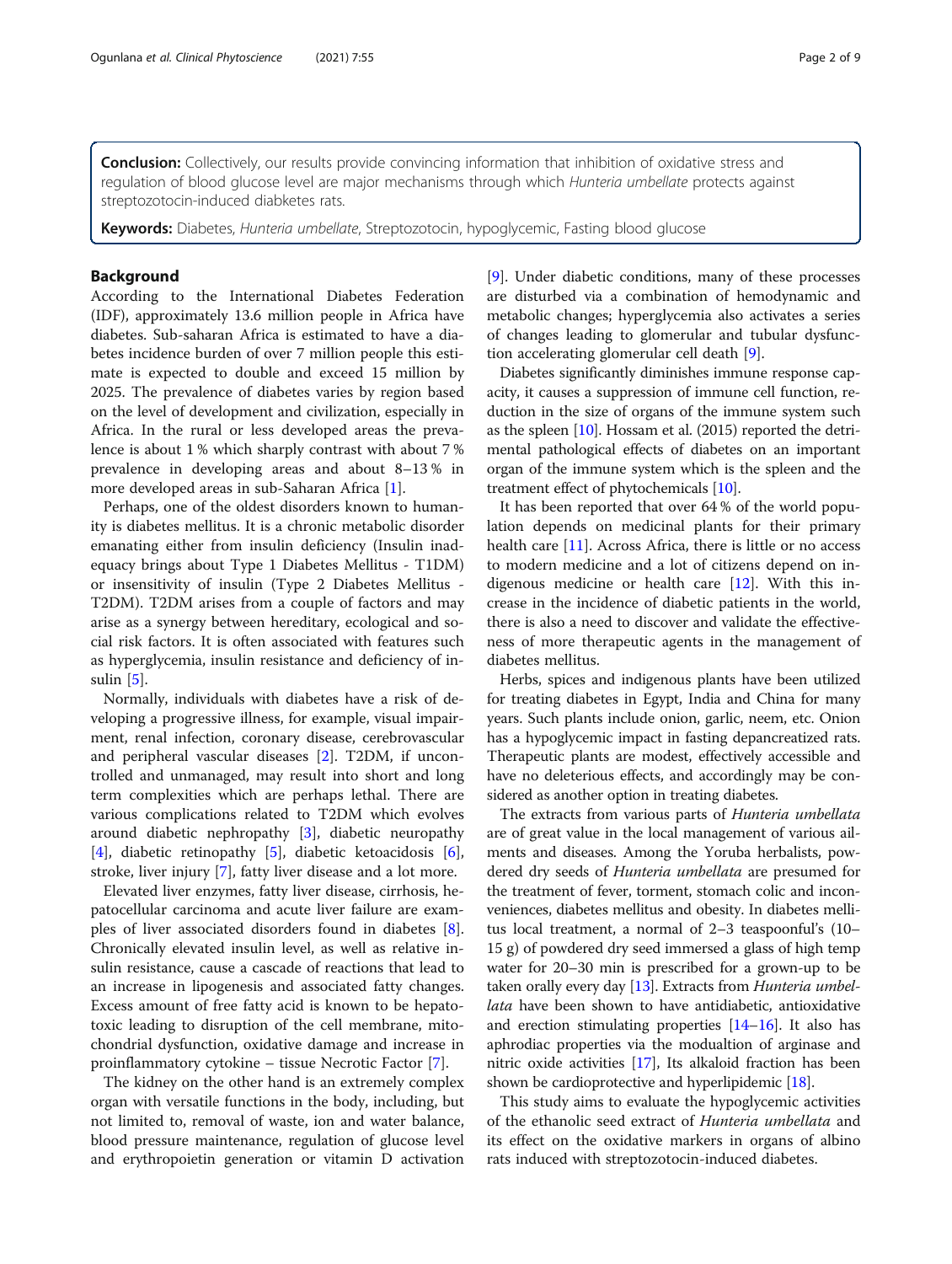**Conclusion:** Collectively, our results provide convincing information that inhibition of oxidative stress and regulation of blood glucose level are major mechanisms through which *Hunteria umbellate* protects against streptozotocin-induced diabketes rats.

**Keywords:** Diabetes, *Hunteria umbellate*, Streptozotocin, hypoglycemic, Fasting blood glucose

## Background

According to the International Diabetes Federation (IDF), approximately 13.6 million people in Africa have diabetes. Sub-saharan Africa is estimated to have a diabetes incidence burden of over 7 million people this estimate is expected to double and exceed 15 million by 2025. The prevalence of diabetes varies by region based on the level of development and civilization, especially in Africa. In the rural or less developed areas the prevalence is about 1 % which sharply contrast with about 7 % prevalence in developing areas and about 8–13 % in more developed areas in sub-Saharan Africa [1].

Perhaps, one of the oldest disorders known to humanity is diabetes mellitus. It is a chronic metabolic disorder emanating either from insulin deficiency (Insulin inadequacy brings about Type 1 Diabetes Mellitus - T1DM) or insensitivity of insulin (Type 2 Diabetes Mellitus - T2DM). T2DM arises from a couple of factors and may arise as a synergy between hereditary, ecological and social risk factors. It is often associated with features such as hyperglycemia, insulin resistance and deficiency of insulin [5].

Normally, individuals with diabetes have a risk of developing a progressive illness, for example, visual impairment, renal infection, coronary disease, cerebrovascular and peripheral vascular diseases [2]. T2DM, if uncontrolled and unmanaged, may result into short and long term complexities which are perhaps lethal. There are various complications related to T2DM which evolves around diabetic nephropathy [3], diabetic neuropathy [4], diabetic retinopathy [5], diabetic ketoacidosis [6], stroke, liver injury [7], fatty liver disease and a lot more.

Elevated liver enzymes, fatty liver disease, cirrhosis, hepatocellular carcinoma and acute liver failure are examples of liver associated disorders found in diabetes [8]. Chronically elevated insulin level, as well as relative insulin resistance, cause a cascade of reactions that lead to an increase in lipogenesis and associated fatty changes. Excess amount of free fatty acid is known to be hepatotoxic leading to disruption of the cell membrane, mitochondrial dysfunction, oxidative damage and increase in proinflammatory cytokine – tissue Necrotic Factor [7].

The kidney on the other hand is an extremely complex organ with versatile functions in the body, including, but not limited to, removal of waste, ion and water balance, blood pressure maintenance, regulation of glucose level and erythropoietin generation or vitamin D activation [9]. Under diabetic conditions, many of these processes are disturbed via a combination of hemodynamic and metabolic changes; hyperglycemia also activates a series of changes leading to glomerular and tubular dysfunction accelerating glomerular cell death [9].

Diabetes significantly diminishes immune response capacity, it causes a suppression of immune cell function, reduction in the size of organs of the immune system such as the spleen [10]. Hossam et al. (2015) reported the detrimental pathological effects of diabetes on an important organ of the immune system which is the spleen and the treatment effect of phytochemicals [10].

It has been reported that over 64 % of the world population depends on medicinal plants for their primary health care [11]. Across Africa, there is little or no access to modern medicine and a lot of citizens depend on indigenous medicine or health care [12]. With this increase in the incidence of diabetic patients in the world, there is also a need to discover and validate the effectiveness of more therapeutic agents in the management of diabetes mellitus.

Herbs, spices and indigenous plants have been utilized for treating diabetes in Egypt, India and China for many years. Such plants include onion, garlic, neem, etc. Onion has a hypoglycemic impact in fasting depancreatized rats. Therapeutic plants are modest, effectively accessible and have no deleterious effects, and accordingly may be considered as another option in treating diabetes.

The extracts from various parts of *Hunteria umbellata* are of great value in the local management of various ailments and diseases. Among the Yoruba herbalists, powdered dry seeds of *Hunteria umbellata* are presumed for the treatment of fever, torment, stomach colic and inconveniences, diabetes mellitus and obesity. In diabetes mellitus local treatment, a normal of 2–3 teaspoonful's (10–15 g) of powdered dry seed immersed a glass of high temp water for 20–30 min is prescribed for a grown-up to be taken orally every day [13]. Extracts from *Hunteria umbellata* have been shown to have antidiabetic, antioxidative and erection stimulating properties [14–16]. It also has aphrodiac properties via the modualtion of arginase and nitric oxide activities [17], Its alkaloid fraction has been shown be cardioprotective and hyperlipidemic [18].

This study aims to evaluate the hypoglycemic activities of the ethanolic seed extract of *Hunteria umbellata* and its effect on the oxidative markers in organs of albino rats induced with streptozotocin-induced diabetes.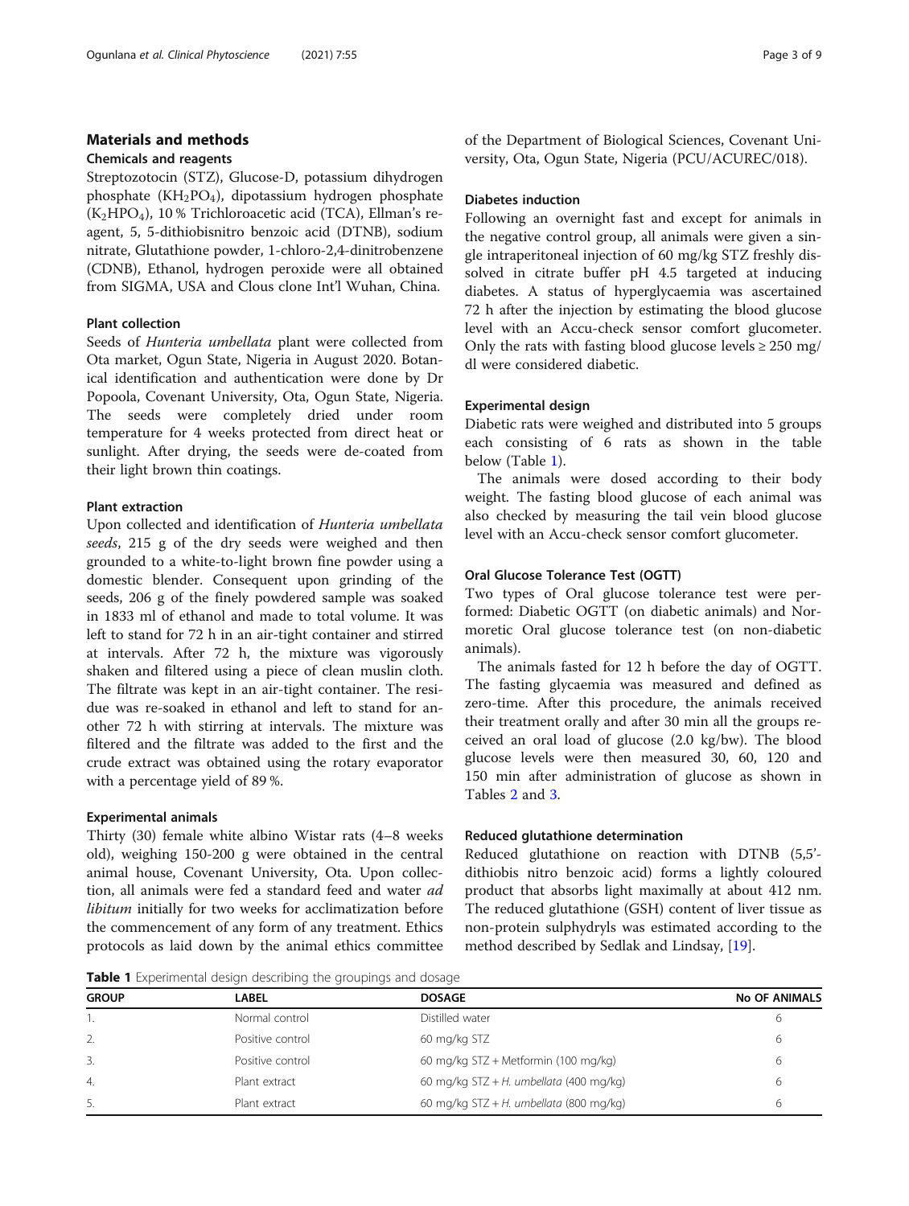## Materials and methods

### Chemicals and reagents

Streptozotocin (STZ), Glucose-D, potassium dihydrogen phosphate ($KH_2PO_4$), dipotassium hydrogen phosphate ($K_2HPO_4$), 10 % Trichloroacetic acid (TCA), Ellman's reagent, 5, 5-dithiobisnitro benzoic acid (DTNB), sodium nitrate, Glutathione powder, 1-chloro-2,4-dinitrobenzene (CDNB), Ethanol, hydrogen peroxide were all obtained from SIGMA, USA and Clous clone Int'l Wuhan, China.

### Plant collection

Seeds of *Hunteria umbellata* plant were collected from Ota market, Ogun State, Nigeria in August 2020. Botanical identification and authentication were done by Dr Popoola, Covenant University, Ota, Ogun State, Nigeria. The seeds were completely dried under room temperature for 4 weeks protected from direct heat or sunlight. After drying, the seeds were de-coated from their light brown thin coatings.

### Plant extraction

Upon collected and identification of *Hunteria umbellata seeds*, 215 g of the dry seeds were weighed and then grounded to a white-to-light brown fine powder using a domestic blender. Consequent upon grinding of the seeds, 206 g of the finely powdered sample was soaked in 1833 ml of ethanol and made to total volume. It was left to stand for 72 h in an air-tight container and stirred at intervals. After 72 h, the mixture was vigorously shaken and filtered using a piece of clean muslin cloth. The filtrate was kept in an air-tight container. The residue was re-soaked in ethanol and left to stand for another 72 h with stirring at intervals. The mixture was filtered and the filtrate was added to the first and the crude extract was obtained using the rotary evaporator with a percentage yield of 89 %.

### Experimental animals

Thirty (30) female white albino Wistar rats (4–8 weeks old), weighing 150-200 g were obtained in the central animal house, Covenant University, Ota. Upon collection, all animals were fed a standard feed and water *ad libitum* initially for two weeks for acclimatization before the commencement of any form of any treatment. Ethics protocols as laid down by the animal ethics committee of the Department of Biological Sciences, Covenant University, Ota, Ogun State, Nigeria (PCU/ACUREC/018).

### Diabetes induction

Following an overnight fast and except for animals in the negative control group, all animals were given a single intraperitoneal injection of 60 mg/kg STZ freshly dissolved in citrate buffer pH 4.5 targeted at inducing diabetes. A status of hyperglycaemia was ascertained 72 h after the injection by estimating the blood glucose level with an Accu-check sensor comfort glucometer. Only the rats with fasting blood glucose levels ≥ 250 mg/dl were considered diabetic.

### Experimental design

Diabetic rats were weighed and distributed into 5 groups each consisting of 6 rats as shown in the table below (Table 1).

The animals were dosed according to their body weight. The fasting blood glucose of each animal was also checked by measuring the tail vein blood glucose level with an Accu-check sensor comfort glucometer.

### Oral Glucose Tolerance Test (OGTT)

Two types of Oral glucose tolerance test were performed: Diabetic OGTT (on diabetic animals) and Normoretic Oral glucose tolerance test (on non-diabetic animals).

The animals fasted for 12 h before the day of OGTT. The fasting glycaemia was measured and defined as zero-time. After this procedure, the animals received their treatment orally and after 30 min all the groups received an oral load of glucose (2.0 kg/bw). The blood glucose levels were then measured 30, 60, 120 and 150 min after administration of glucose as shown in Tables 2 and 3.

### Reduced glutathione determination

Reduced glutathione on reaction with DTNB (5,5'-dithiobis nitro benzoic acid) forms a lightly coloured product that absorbs light maximally at about 412 nm. The reduced glutathione (GSH) content of liver tissue as non-protein sulphydryls was estimated according to the method described by Sedlak and Lindsay, [19].

**Table 1** Experimental design describing the groupings and dosage

| GROUP | LABEL | DOSAGE | No OF ANIMALS |
|---|---|---|---|
| 1. | Normal control | Distilled water | 6 |
| 2. | Positive control | 60 mg/kg STZ | 6 |
| 3. | Positive control | 60 mg/kg STZ + Metformin (100 mg/kg) | 6 |
| 4. | Plant extract | 60 mg/kg STZ + *H. umbellata* (400 mg/kg) | 6 |
| 5. | Plant extract | 60 mg/kg STZ + *H. umbellata* (800 mg/kg) | 6 |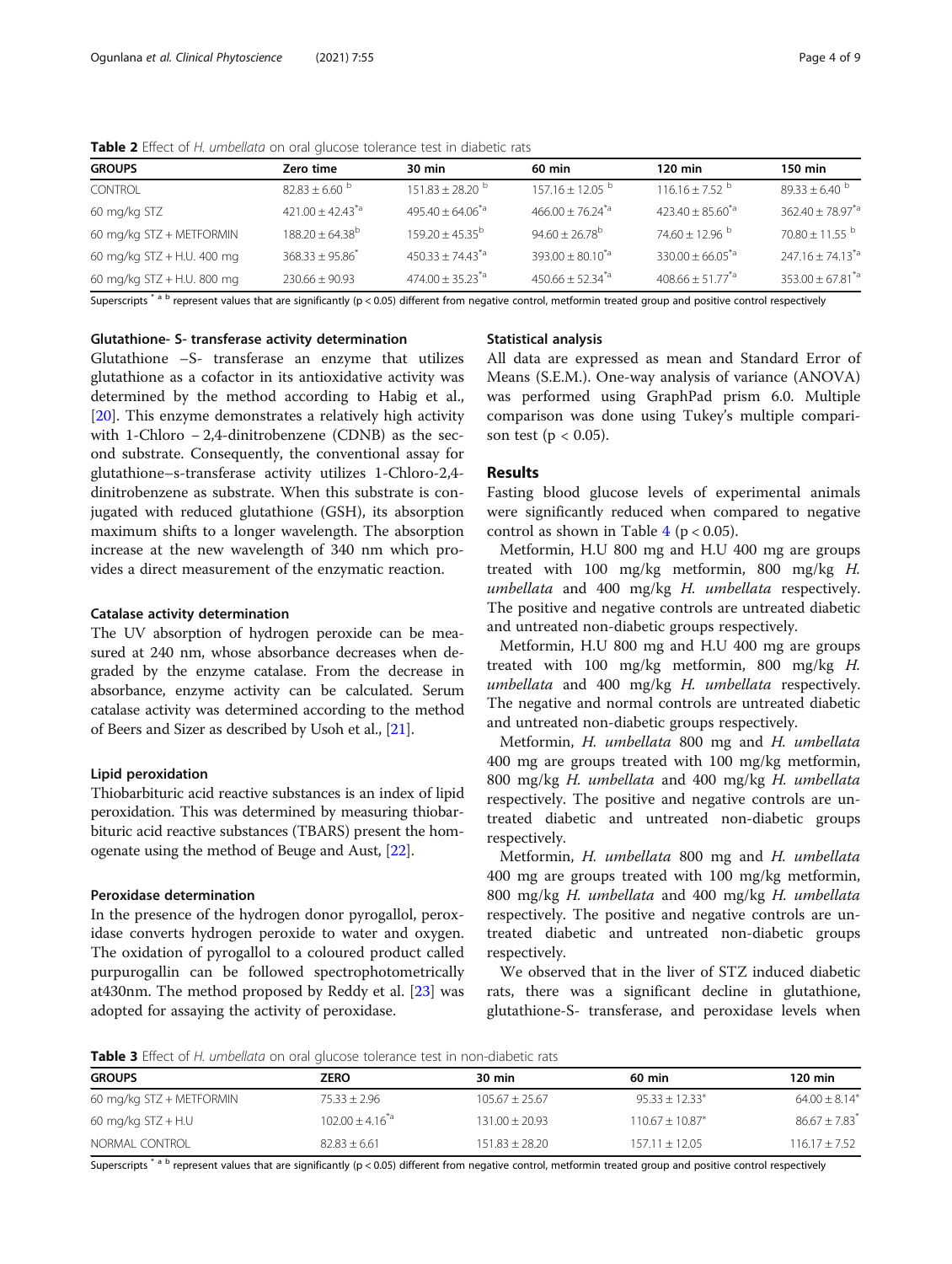**Table 2** Effect of *H. umbellata* on oral glucose tolerance test in diabetic rats

| GROUPS | Zero time | 30 min | 60 min | 120 min | 150 min |
|---|---|---|---|---|---|
| CONTROL | 82.83 ± 6.60 [b] | 151.83 ± 28.20 [b] | 157.16 ± 12.05 [b] | 116.16 ± 7.52 [b] | 89.33 ± 6.40 [b] |
| 60 mg/kg STZ | 421.00 ± 42.43 [*a] | 495.40 ± 64.06 [*a] | 466.00 ± 76.24 [*a] | 423.40 ± 85.60 [*a] | 362.40 ± 78.97 [*a] |
| 60 mg/kg STZ + METFORMIN | 188.20 ± 64.38 [b] | 159.20 ± 45.35 [b] | 94.60 ± 26.78 [b] | 74.60 ± 12.96 [b] | 70.80 ± 11.55 [b] |
| 60 mg/kg STZ + H.U. 400 mg | 368.33 ± 95.86 [*] | 450.33 ± 74.43 [*a] | 393.00 ± 80.10 [*a] | 330.00 ± 66.05 [*a] | 247.16 ± 74.13 [*a] |
| 60 mg/kg STZ + H.U. 800 mg | 230.66 ± 90.93 | 474.00 ± 35.23 [*a] | 450.66 ± 52.34 [*a] | 408.66 ± 51.77 [*a] | 353.00 ± 67.81 [*a] |

Superscripts * a b represent values that are significantly (p < 0.05) different from negative control, metformin treated group and positive control respectively

#### Glutathione- S- transferase activity determination

Glutathione –S- transferase an enzyme that utilizes glutathione as a cofactor in its antioxidative activity was determined by the method according to Habig et al., [20]. This enzyme demonstrates a relatively high activity with 1-Chloro – 2,4-dinitrobenzene (CDNB) as the second substrate. Consequently, the conventional assay for glutathione–s-transferase activity utilizes 1-Chloro-2,4-dinitrobenzene as substrate. When this substrate is conjugated with reduced glutathione (GSH), its absorption maximum shifts to a longer wavelength. The absorption increase at the new wavelength of 340 nm which provides a direct measurement of the enzymatic reaction.

#### Catalase activity determination

The UV absorption of hydrogen peroxide can be measured at 240 nm, whose absorbance decreases when degraded by the enzyme catalase. From the decrease in absorbance, enzyme activity can be calculated. Serum catalase activity was determined according to the method of Beers and Sizer as described by Usoh et al., [21].

#### Lipid peroxidation

Thiobarbituric acid reactive substances is an index of lipid peroxidation. This was determined by measuring thiobarbituric acid reactive substances (TBARS) present the homogenate using the method of Beuge and Aust, [22].

#### Peroxidase determination

In the presence of the hydrogen donor pyrogallol, peroxidase converts hydrogen peroxide to water and oxygen. The oxidation of pyrogallol to a coloured product called purpurogallin can be followed spectrophotometrically at430nm. The method proposed by Reddy et al. [23] was adopted for assaying the activity of peroxidase.

#### Statistical analysis

All data are expressed as mean and Standard Error of Means (S.E.M.). One-way analysis of variance (ANOVA) was performed using GraphPad prism 6.0. Multiple comparison was done using Tukey's multiple comparison test ($p < 0.05$).

## Results

Fasting blood glucose levels of experimental animals were significantly reduced when compared to negative control as shown in Table 4 ($p < 0.05$).

Metformin, H.U 800 mg and H.U 400 mg are groups treated with 100 mg/kg metformin, 800 mg/kg *H. umbellata* and 400 mg/kg *H. umbellata* respectively. The positive and negative controls are untreated diabetic and untreated non-diabetic groups respectively.

Metformin, H.U 800 mg and H.U 400 mg are groups treated with 100 mg/kg metformin, 800 mg/kg *H. umbellata* and 400 mg/kg *H. umbellata* respectively. The negative and normal controls are untreated diabetic and untreated non-diabetic groups respectively.

Metformin, *H. umbellata* 800 mg and *H. umbellata* 400 mg are groups treated with 100 mg/kg metformin, 800 mg/kg *H. umbellata* and 400 mg/kg *H. umbellata* respectively. The positive and negative controls are untreated diabetic and untreated non-diabetic groups respectively.

Metformin, *H. umbellata* 800 mg and *H. umbellata* 400 mg are groups treated with 100 mg/kg metformin, 800 mg/kg *H. umbellata* and 400 mg/kg *H. umbellata* respectively. The positive and negative controls are untreated diabetic and untreated non-diabetic groups respectively.

We observed that in the liver of STZ induced diabetic rats, there was a significant decline in glutathione, glutathione-S- transferase, and peroxidase levels when

**Table 3** Effect of *H. umbellata* on oral glucose tolerance test in non-diabetic rats

| GROUPS | ZERO | 30 min | 60 min | 120 min |
|---|---|---|---|---|
| 60 mg/kg STZ + METFORMIN | 75.33 ± 2.96 | 105.67 ± 25.67 | 95.33 ± 12.33 [*] | 64.00 ± 8.14 [*] |
| 60 mg/kg STZ + H.U | 102.00 ± 4.16 [*a] | 131.00 ± 20.93 | 110.67 ± 10.87 [*] | 86.67 ± 7.83 [*] |
| NORMAL CONTROL | 82.83 ± 6.61 | 151.83 ± 28.20 | 157.11 ± 12.05 | 116.17 ± 7.52 |

Superscripts * a b represent values that are significantly (p < 0.05) different from negative control, metformin treated group and positive control respectively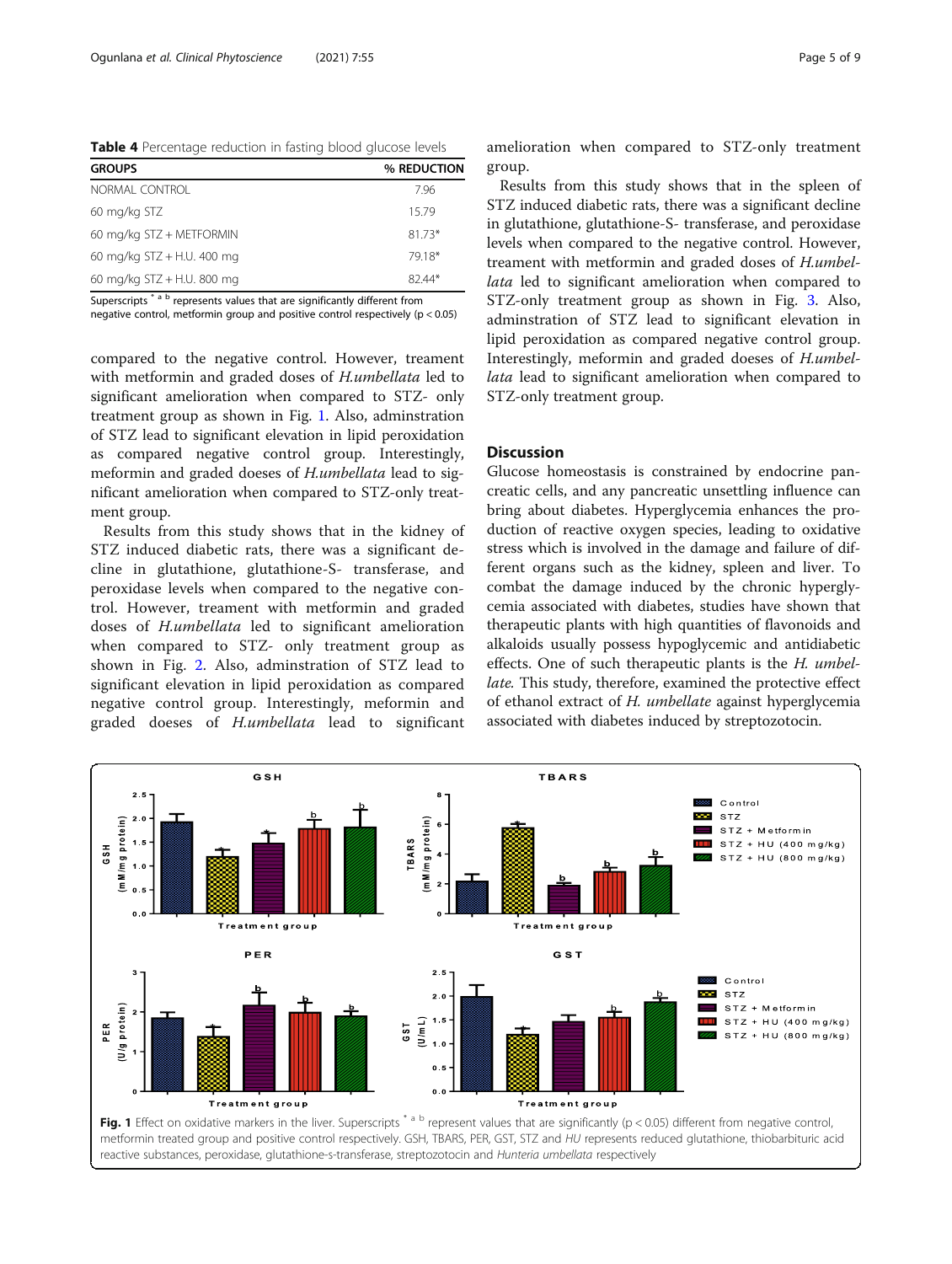**Table 4** Percentage reduction in fasting blood glucose levels

| GROUPS | % REDUCTION |
|---|---|
| NORMAL CONTROL | 7.96 |
| 60 mg/kg STZ | 15.79 |
| 60 mg/kg STZ + METFORMIN | 81.73* |
| 60 mg/kg STZ + H.U. 400 mg | 79.18* |
| 60 mg/kg STZ + H.U. 800 mg | 82.44* |

Superscripts * a b represents values that are significantly different from negative control, metformin group and positive control respectively ($p < 0.05$)

compared to the negative control. However, treament with metformin and graded doses of *H.umbellata* led to significant amelioration when compared to STZ- only treatment group as shown in Fig. 1. Also, adminstration of STZ lead to significant elevation in lipid peroxidation as compared negative control group. Interestingly, meformin and graded doeses of *H.umbellata* lead to significant amelioration when compared to STZ-only treatment group.

Results from this study shows that in the kidney of STZ induced diabetic rats, there was a significant decline in glutathione, glutathione-S- transferase, and peroxidase levels when compared to the negative control. However, treament with metformin and graded doses of *H.umbellata* led to significant amelioration when compared to STZ- only treatment group as shown in Fig. 2. Also, adminstration of STZ lead to significant elevation in lipid peroxidation as compared negative control group. Interestingly, meformin and graded doeses of *H.umbellata* lead to significant amelioration when compared to STZ-only treatment group.

Results from this study shows that in the spleen of STZ induced diabetic rats, there was a significant decline in glutathione, glutathione-S- transferase, and peroxidase levels when compared to the negative control. However, treament with metformin and graded doses of *H.umbellata* led to significant amelioration when compared to STZ-only treatment group as shown in Fig. 3. Also, adminstration of STZ lead to significant elevation in lipid peroxidation as compared negative control group. Interestingly, meformin and graded doeses of *H.umbellata* lead to significant amelioration when compared to STZ-only treatment group.

## Discussion

Glucose homeostasis is constrained by endocrine pancreatic cells, and any pancreatic unsettling influence can bring about diabetes. Hyperglycemia enhances the production of reactive oxygen species, leading to oxidative stress which is involved in the damage and failure of different organs such as the kidney, spleen and liver. To combat the damage induced by the chronic hyperglycemia associated with diabetes, studies have shown that therapeutic plants with high quantities of flavonoids and alkaloids usually possess hypoglycemic and antidiabetic effects. One of such therapeutic plants is the *H. umbellate.* This study, therefore, examined the protective effect of ethanol extract of *H. umbellate* against hyperglycemia associated with diabetes induced by streptozotocin.

**Fig. 1** Effect on oxidative markers in the liver. Superscripts * a b represent values that are significantly ($p < 0.05$) different from negative control, metformin treated group and positive control respectively. GSH, TBARS, PER, GST, STZ and *HU* represents reduced glutathione, thiobarbituric acid reactive substances, peroxidase, glutathione-s-transferase, streptozotocin and *Hunteria umbellata* respectively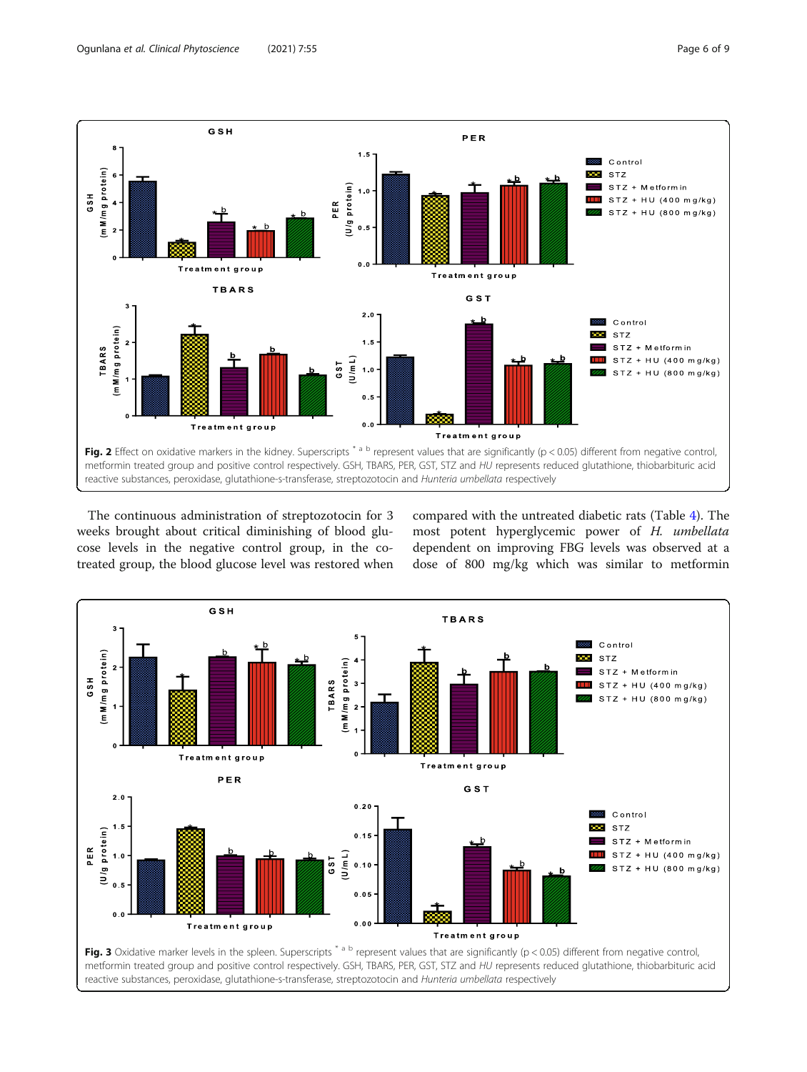**Fig. 2** Effect on oxidative markers in the kidney. Superscripts * a b represent values that are significantly ($p < 0.05$) different from negative control, metformin treated group and positive control respectively. GSH, TBARS, PER, GST, STZ and *HU* represents reduced glutathione, thiobarbituric acid reactive substances, peroxidase, glutathione-s-transferase, streptozotocin and *Hunteria umbellata* respectively

The continuous administration of streptozotocin for 3 weeks brought about critical diminishing of blood glucose levels in the negative control group, in the co-treated group, the blood glucose level was restored when compared with the untreated diabetic rats (Table 4). The most potent hyperglycemic power of *H. umbellata* dependent on improving FBG levels was observed at a dose of 800 mg/kg which was similar to metformin

**Fig. 3** Oxidative marker levels in the spleen. Superscripts * a b represent values that are significantly ($p < 0.05$) different from negative control, metformin treated group and positive control respectively. GSH, TBARS, PER, GST, STZ and *HU* represents reduced glutathione, thiobarbituric acid reactive substances, peroxidase, glutathione-s-transferase, streptozotocin and *Hunteria umbellata* respectively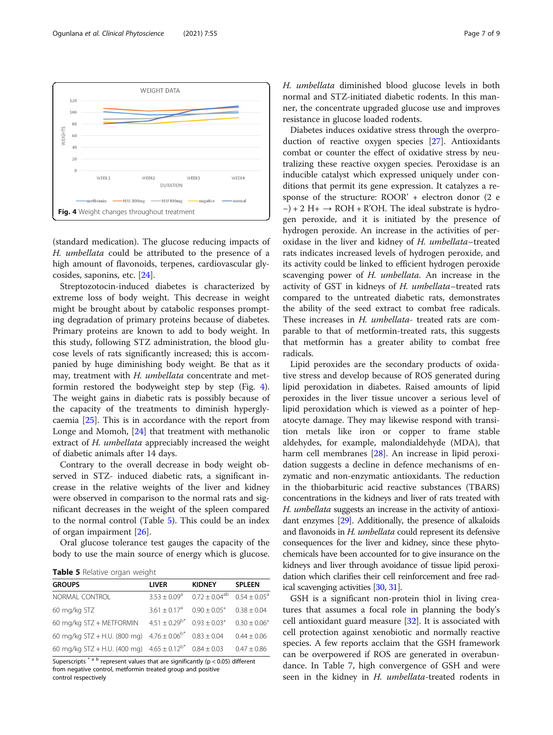Fig. 4 Weight changes throughout treatment

(standard medication). The glucose reducing impacts of *H. umbellata* could be attributed to the presence of a high amount of flavonoids, terpenes, cardiovascular glycosides, saponins, etc. [24].

Streptozotocin-induced diabetes is characterized by extreme loss of body weight. This decrease in weight might be brought about by catabolic responses prompting degradation of primary proteins because of diabetes. Primary proteins are known to add to body weight. In this study, following STZ administration, the blood glucose levels of rats significantly increased; this is accompanied by huge diminishing body weight. Be that as it may, treatment with *H. umbellata* concentrate and metformin restored the bodyweight step by step (Fig. 4). The weight gains in diabetic rats is possibly because of the capacity of the treatments to diminish hyperglycaemia [25]. This is in accordance with the report from Longe and Momoh, [24] that treatment with methanolic extract of *H. umbellata* appreciably increased the weight of diabetic animals after 14 days.

Contrary to the overall decrease in body weight observed in STZ- induced diabetic rats, a significant increase in the relative weights of the liver and kidney were observed in comparison to the normal rats and significant decreases in the weight of the spleen compared to the normal control (Table 5). This could be an index of organ impairment [26].

Oral glucose tolerance test gauges the capacity of the body to use the main source of energy which is glucose.

**Table 5** Relative organ weight

| GROUPS | LIVER | KIDNEY | SPLEEN |
|---|---|---|---|
| NORMAL CONTROL | $3.53 \pm 0.09^{a}$ | $0.72 \pm 0.04^{ab}$ | $0.54 \pm 0.05^{a}$ |
| 60 mg/kg STZ | $3.61 \pm 0.17^{a}$ | $0.90 \pm 0.05^{*}$ | $0.38 \pm 0.04$ |
| 60 mg/kg STZ + METFORMIN | $4.51 \pm 0.29^{b*}$ | $0.93 \pm 0.03^{*}$ | $0.30 \pm 0.06^{*}$ |
| 60 mg/kg STZ + H.U. (800 mg) | $4.76 \pm 0.06^{b*}$ | $0.83 \pm 0.04$ | $0.44 \pm 0.06$ |
| 60 mg/kg STZ + H.U. (400 mg) | $4.65 \pm 0.12^{b*}$ | $0.84 \pm 0.03$ | $0.47 \pm 0.86$ |

Superscripts * a b represent values that are significantly ($p < 0.05$) different from negative control, metformin treated group and positive control respectively

*H. umbellata* diminished blood glucose levels in both normal and STZ-initiated diabetic rodents. In this manner, the concentrate upgraded glucose use and improves resistance in glucose loaded rodents.

Diabetes induces oxidative stress through the overproduction of reactive oxygen species [27]. Antioxidants combat or counter the effect of oxidative stress by neutralizing these reactive oxygen species. Peroxidase is an inducible catalyst which expressed uniquely under conditions that permit its gene expression. It catalyzes a response of the structure: ROOR' + electron donor (2 e −) + 2 H+ → ROH + R'OH. The ideal substrate is hydrogen peroxide, and it is initiated by the presence of hydrogen peroxide. An increase in the activities of peroxidase in the liver and kidney of *H. umbellata*–treated rats indicates increased levels of hydrogen peroxide, and its activity could be linked to efficient hydrogen peroxide scavenging power of *H. umbellata*. An increase in the activity of GST in kidneys of *H. umbellata*–treated rats compared to the untreated diabetic rats, demonstrates the ability of the seed extract to combat free radicals. These increases in *H. umbellata*- treated rats are comparable to that of metformin-treated rats, this suggests that metformin has a greater ability to combat free radicals.

Lipid peroxides are the secondary products of oxidative stress and develop because of ROS generated during lipid peroxidation in diabetes. Raised amounts of lipid peroxides in the liver tissue uncover a serious level of lipid peroxidation which is viewed as a pointer of hepatocyte damage. They may likewise respond with transition metals like iron or copper to frame stable aldehydes, for example, malondialdehyde (MDA), that harm cell membranes [28]. An increase in lipid peroxidation suggests a decline in defence mechanisms of enzymatic and non-enzymatic antioxidants. The reduction in the thiobarbituric acid reactive substances (TBARS) concentrations in the kidneys and liver of rats treated with *H. umbellata* suggests an increase in the activity of antioxidant enzymes [29]. Additionally, the presence of alkaloids and flavonoids in *H. umbellata* could represent its defensive consequences for the liver and kidney, since these phytochemicals have been accounted for to give insurance on the kidneys and liver through avoidance of tissue lipid peroxidation which clarifies their cell reinforcement and free radical scavenging activities [30, 31].

GSH is a significant non-protein thiol in living creatures that assumes a focal role in planning the body's cell antioxidant guard measure [32]. It is associated with cell protection against xenobiotic and normally reactive species. A few reports acclaim that the GSH framework can be overpowered if ROS are generated in overabundance. In Table 7, high convergence of GSH and were seen in the kidney in *H. umbellata*-treated rodents in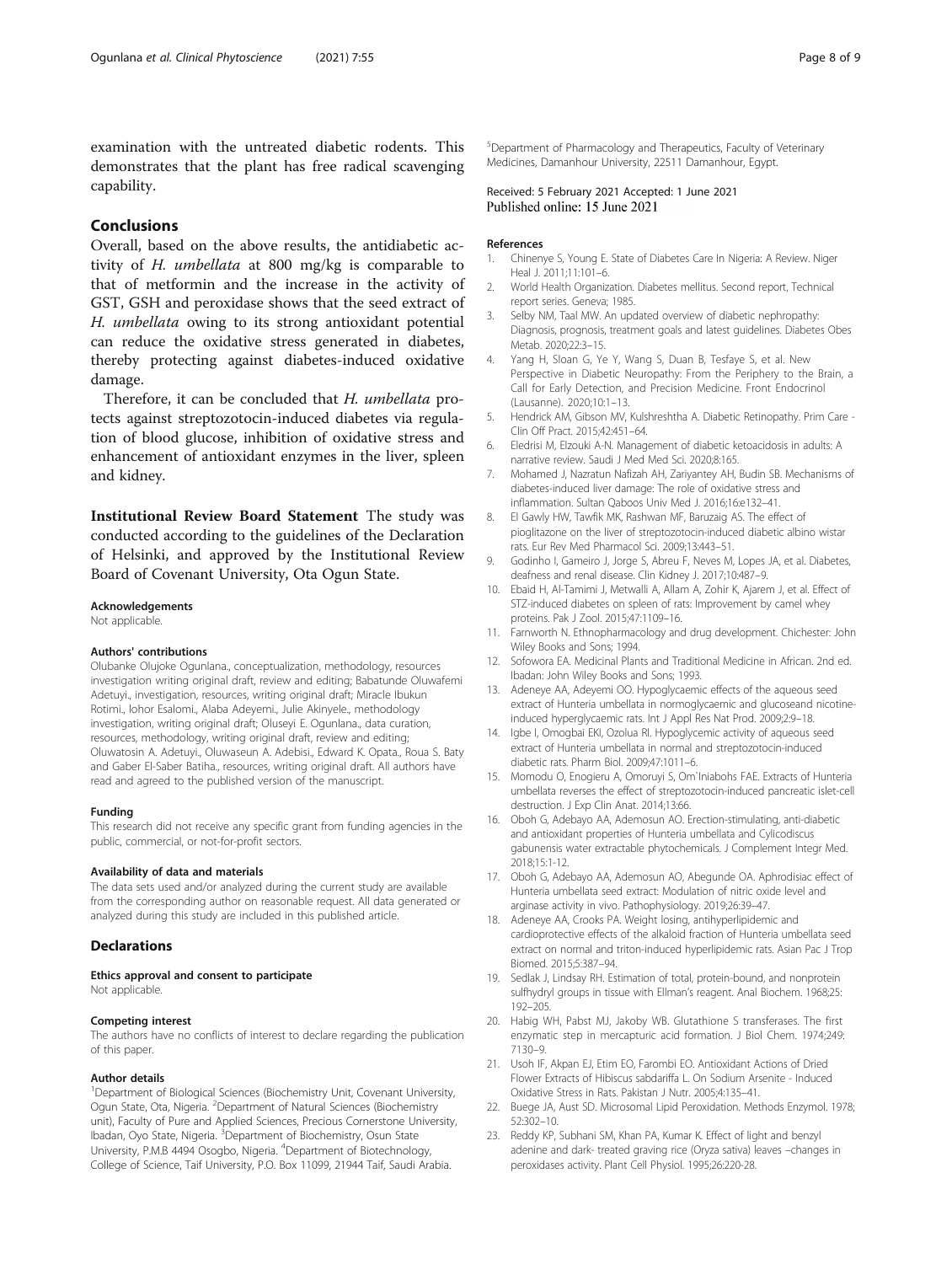examination with the untreated diabetic rodents. This demonstrates that the plant has free radical scavenging capability.

## Conclusions

Overall, based on the above results, the antidiabetic activity of *H. umbellata* at 800 mg/kg is comparable to that of metformin and the increase in the activity of GST, GSH and peroxidase shows that the seed extract of *H. umbellata* owing to its strong antioxidant potential can reduce the oxidative stress generated in diabetes, thereby protecting against diabetes-induced oxidative damage.

Therefore, it can be concluded that *H. umbellata* protects against streptozotocin-induced diabetes via regulation of blood glucose, inhibition of oxidative stress and enhancement of antioxidant enzymes in the liver, spleen and kidney.

**Institutional Review Board Statement** The study was conducted according to the guidelines of the Declaration of Helsinki, and approved by the Institutional Review Board of Covenant University, Ota Ogun State.

#### Acknowledgements
Not applicable.

#### Authors' contributions
Olubanke Olujoke Ogunlana., conceptualization, methodology, resources investigation writing original draft, review and editing; Babatunde Oluwafemi Adetuyi., investigation, resources, writing original draft; Miracle Ibukun Rotimi., Iohor Esalomi., Alaba Adeyemi., Julie Akinyele., methodology investigation, writing original draft; Oluseyi E. Ogunlana., data curation, resources, methodology, writing original draft, review and editing; Oluwatosin A. Adetuyi., Oluwaseun A. Adebisi., Edward K. Opata., Roua S. Baty and Gaber El-Saber Batiha., resources, writing original draft. All authors have read and agreed to the published version of the manuscript.

#### Funding
This research did not receive any specific grant from funding agencies in the public, commercial, or not-for-profit sectors.

#### Availability of data and materials
The data sets used and/or analyzed during the current study are available from the corresponding author on reasonable request. All data generated or analyzed during this study are included in this published article.

### Declarations

#### Ethics approval and consent to participate
Not applicable.

#### Competing interest
The authors have no conflicts of interest to declare regarding the publication of this paper.

#### Author details
[1]Department of Biological Sciences (Biochemistry Unit, Covenant University, Ogun State, Ota, Nigeria. [2]Department of Natural Sciences (Biochemistry unit), Faculty of Pure and Applied Sciences, Precious Cornerstone University, Ibadan, Oyo State, Nigeria. [3]Department of Biochemistry, Osun State University, P.M.B 4494 Osogbo, Nigeria. [4]Department of Biotechnology, College of Science, Taif University, P.O. Box 11099, 21944 Taif, Saudi Arabia. [5]Department of Pharmacology and Therapeutics, Faculty of Veterinary Medicines, Damanhour University, 22511 Damanhour, Egypt.

Received: 5 February 2021 Accepted: 1 June 2021
Published online: 15 June 2021

#### References
1. Chinenye S, Young E. State of Diabetes Care In Nigeria: A Review. Niger Heal J. 2011;11:101–6.
2. World Health Organization. Diabetes mellitus. Second report, Technical report series. Geneva; 1985.
3. Selby NM, Taal MW. An updated overview of diabetic nephropathy: Diagnosis, prognosis, treatment goals and latest guidelines. Diabetes Obes Metab. 2020;22:3–15.
4. Yang H, Sloan G, Ye Y, Wang S, Duan B, Tesfaye S, et al. New Perspective in Diabetic Neuropathy: From the Periphery to the Brain, a Call for Early Detection, and Precision Medicine. Front Endocrinol (Lausanne). 2020;10:1–13.
5. Hendrick AM, Gibson MV, Kulshreshtha A. Diabetic Retinopathy. Prim Care - Clin Off Pract. 2015;42:451–64.
6. Eledrisi M, Elzouki A-N. Management of diabetic ketoacidosis in adults: A narrative review. Saudi J Med Med Sci. 2020;8:165.
7. Mohamed J, Nazratun Nafizah AH, Zariyantey AH, Budin SB. Mechanisms of diabetes-induced liver damage: The role of oxidative stress and inflammation. Sultan Qaboos Univ Med J. 2016;16:e132–41.
8. El Gawly HW, Tawfik MK, Rashwan MF, Baruzaig AS. The effect of pioglitazone on the liver of streptozotocin-induced diabetic albino wistar rats. Eur Rev Med Pharmacol Sci. 2009;13:443–51.
9. Godinho I, Gameiro J, Jorge S, Abreu F, Neves M, Lopes JA, et al. Diabetes, deafness and renal disease. Clin Kidney J. 2017;10:487–9.
10. Ebaid H, Al-Tamimi J, Metwalli A, Allam A, Zohir K, Ajarem J, et al. Effect of STZ-induced diabetes on spleen of rats: Improvement by camel whey proteins. Pak J Zool. 2015;47:1109–16.
11. Farnworth N. Ethnopharmacology and drug development. Chichester: John Wiley Books and Sons; 1994.
12. Sofowora EA. Medicinal Plants and Traditional Medicine in African. 2nd ed. Ibadan: John Wiley Books and Sons; 1993.
13. Adeneye AA, Adeyemi OO. Hypoglycaemic effects of the aqueous seed extract of Hunteria umbellata in normoglycaemic and glucoseand nicotine-induced hyperglycaemic rats. Int J Appl Res Nat Prod. 2009;2:9–18.
14. Igbe I, Omogbai EKI, Ozolua RI. Hypoglycemic activity of aqueous seed extract of Hunteria umbellata in normal and streptozotocin-induced diabetic rats. Pharm Biol. 2009;47:1011–6.
15. Momodu O, Enogieru A, Omoruyi S, Om`Iniabohs FAE. Extracts of Hunteria umbellata reverses the effect of streptozotocin-induced pancreatic islet-cell destruction. J Exp Clin Anat. 2014;13:66.
16. Oboh G, Adebayo AA, Ademosun AO. Erection-stimulating, anti-diabetic and antioxidant properties of Hunteria umbellata and Cylicodiscus gabunensis water extractable phytochemicals. J Complement Integr Med. 2018;15:1-12.
17. Oboh G, Adebayo AA, Ademosun AO, Abegunde OA. Aphrodisiac effect of Hunteria umbellata seed extract: Modulation of nitric oxide level and arginase activity in vivo. Pathophysiology. 2019;26:39–47.
18. Adeneye AA, Crooks PA. Weight losing, antihyperlipidemic and cardioprotective effects of the alkaloid fraction of Hunteria umbellata seed extract on normal and triton-induced hyperlipidemic rats. Asian Pac J Trop Biomed. 2015;5:387–94.
19. Sedlak J, Lindsay RH. Estimation of total, protein-bound, and nonprotein sulfhydryl groups in tissue with Ellman's reagent. Anal Biochem. 1968;25:192–205.
20. Habig WH, Pabst MJ, Jakoby WB. Glutathione S transferases. The first enzymatic step in mercapturic acid formation. J Biol Chem. 1974;249:7130–9.
21. Usoh IF, Akpan EJ, Etim EO, Farombi EO. Antioxidant Actions of Dried Flower Extracts of Hibiscus sabdariffa L. On Sodium Arsenite - Induced Oxidative Stress in Rats. Pakistan J Nutr. 2005;4:135–41.
22. Buege JA, Aust SD. Microsomal Lipid Peroxidation. Methods Enzymol. 1978;52:302–10.
23. Reddy KP, Subhani SM, Khan PA, Kumar K. Effect of light and benzyl adenine and dark- treated graving rice (Oryza sativa) leaves –changes in peroxidases activity. Plant Cell Physiol. 1995;26:220-28.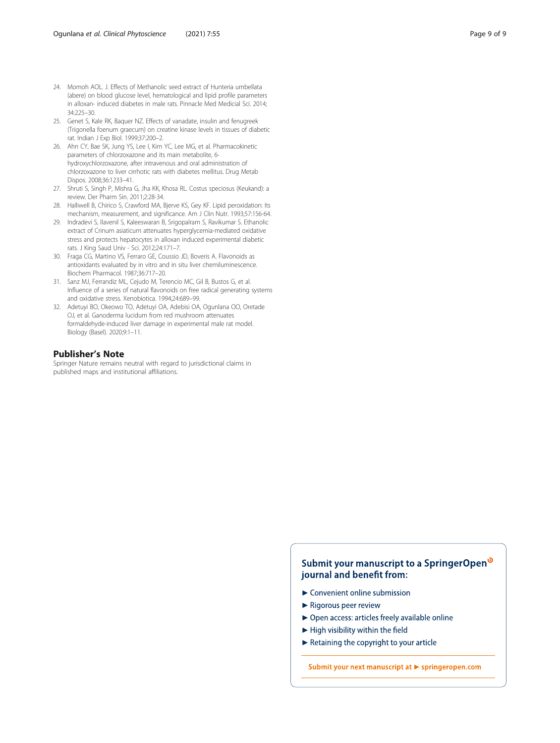24. Momoh AOL. J. Effects of Methanolic seed extract of Hunteria umbellata (abere) on blood glucose level, hematological and lipid profile parameters in alloxan- induced diabetes in male rats. Pinnacle Med Medicial Sci. 2014; 34:225–30.
25. Genet S, Kale RK, Baquer NZ. Effects of vanadate, insulin and fenugreek (Trigonella foenum graecum) on creatine kinase levels in tissues of diabetic rat. Indian J Exp Biol. 1999;37:200–2.
26. Ahn CY, Bae SK, Jung YS, Lee I, Kim YC, Lee MG, et al. Pharmacokinetic parameters of chlorzoxazone and its main metabolite, 6-hydroxychlorzoxazone, after intravenous and oral administration of chlorzoxazone to liver cirrhotic rats with diabetes mellitus. Drug Metab Dispos. 2008;36:1233–41.
27. Shruti S, Singh P, Mishra G, Jha KK, Khosa RL. Costus speciosus (Keukand): a review. Der Pharm Sin. 2011;2:28-34.
28. Halliwell B, Chirico S, Crawford MA, Bjerve KS, Gey KF. Lipid peroxidation: Its mechanism, measurement, and significance. Am J Clin Nutr. 1993;57:156-64.
29. Indradevi S, Ilavenil S, Kaleeswaran B, Srigopalram S, Ravikumar S. Ethanolic extract of Crinum asiaticum attenuates hyperglycemia-mediated oxidative stress and protects hepatocytes in alloxan induced experimental diabetic rats. J King Saud Univ - Sci. 2012;24:171–7.
30. Fraga CG, Martino VS, Ferraro GE, Coussio JD, Boveris A. Flavonoids as antioxidants evaluated by in vitro and in situ liver chemiluminescence. Biochem Pharmacol. 1987;36:717–20.
31. Sanz MJ, Ferrandiz ML, Cejudo M, Terencio MC, Gil B, Bustos G, et al. Influence of a series of natural flavonoids on free radical generating systems and oxidative stress. Xenobiotica. 1994;24:689–99.
32. Adetuyi BO, Okeowo TO, Adetuyi OA, Adebisi OA, Ogunlana OO, Oretade OJ, et al. Ganoderma lucidum from red mushroom attenuates formaldehyde-induced liver damage in experimental male rat model. Biology (Basel). 2020;9:1–11.

## Publisher's Note

Springer Nature remains neutral with regard to jurisdictional claims in published maps and institutional affiliations.

**Submit your manuscript to a SpringerOpen journal and benefit from:**

- ► Convenient online submission
- ► Rigorous peer review
- ► Open access: articles freely available online
- ► High visibility within the field
- ► Retaining the copyright to your article

**Submit your next manuscript at ► springeropen.com**